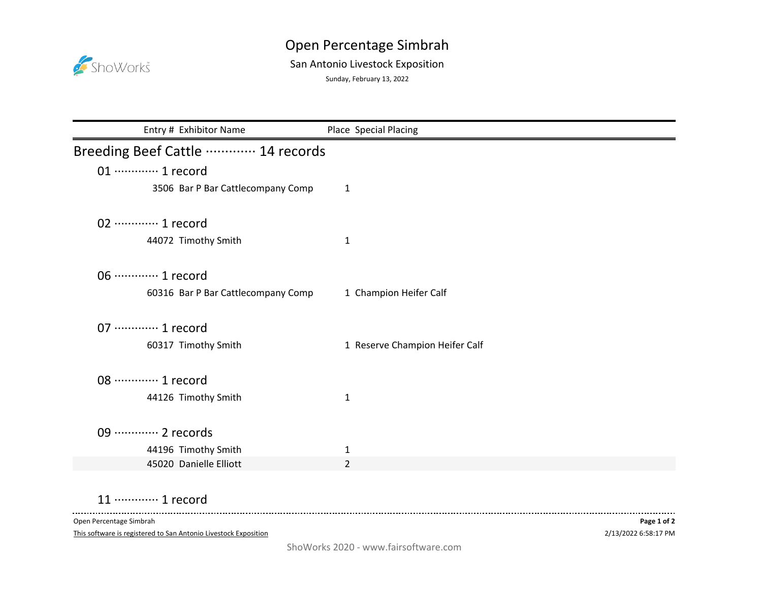# Open Percentage Simbrah

## San Antonio Livestock Exposition

Sunday, February 13, 2022

| Entry # | Exhibitor Name | Place | Special Placing |
|---|---|---|---|

## Breeding Beef Cattle ············· 14 records

### 01 ············· 1 record

| Entry # | Exhibitor Name | Place | Special Placing |
|---|---|---|---|
| 3506 | Bar P Bar Cattlecompany Comp | 1 | |

### 02 ············· 1 record

| Entry # | Exhibitor Name | Place | Special Placing |
|---|---|---|---|
| 44072 | Timothy Smith | 1 | |

### 06 ············· 1 record

| Entry # | Exhibitor Name | Place | Special Placing |
|---|---|---|---|
| 60316 | Bar P Bar Cattlecompany Comp | 1 | Champion Heifer Calf |

### 07 ············· 1 record

| Entry # | Exhibitor Name | Place | Special Placing |
|---|---|---|---|
| 60317 | Timothy Smith | 1 | Reserve Champion Heifer Calf |

### 08 ············· 1 record

| Entry # | Exhibitor Name | Place | Special Placing |
|---|---|---|---|
| 44126 | Timothy Smith | 1 | |

### 09 ············· 2 records

| Entry # | Exhibitor Name | Place | Special Placing |
|---|---|---|---|
| 44196 | Timothy Smith | 1 | |
| 45020 | Danielle Elliott | 2 | |

### 11 ············· 1 record

Open Percentage Simbrah

This software is registered to San Antonio Livestock Exposition

2/13/2022 6:58:17 PM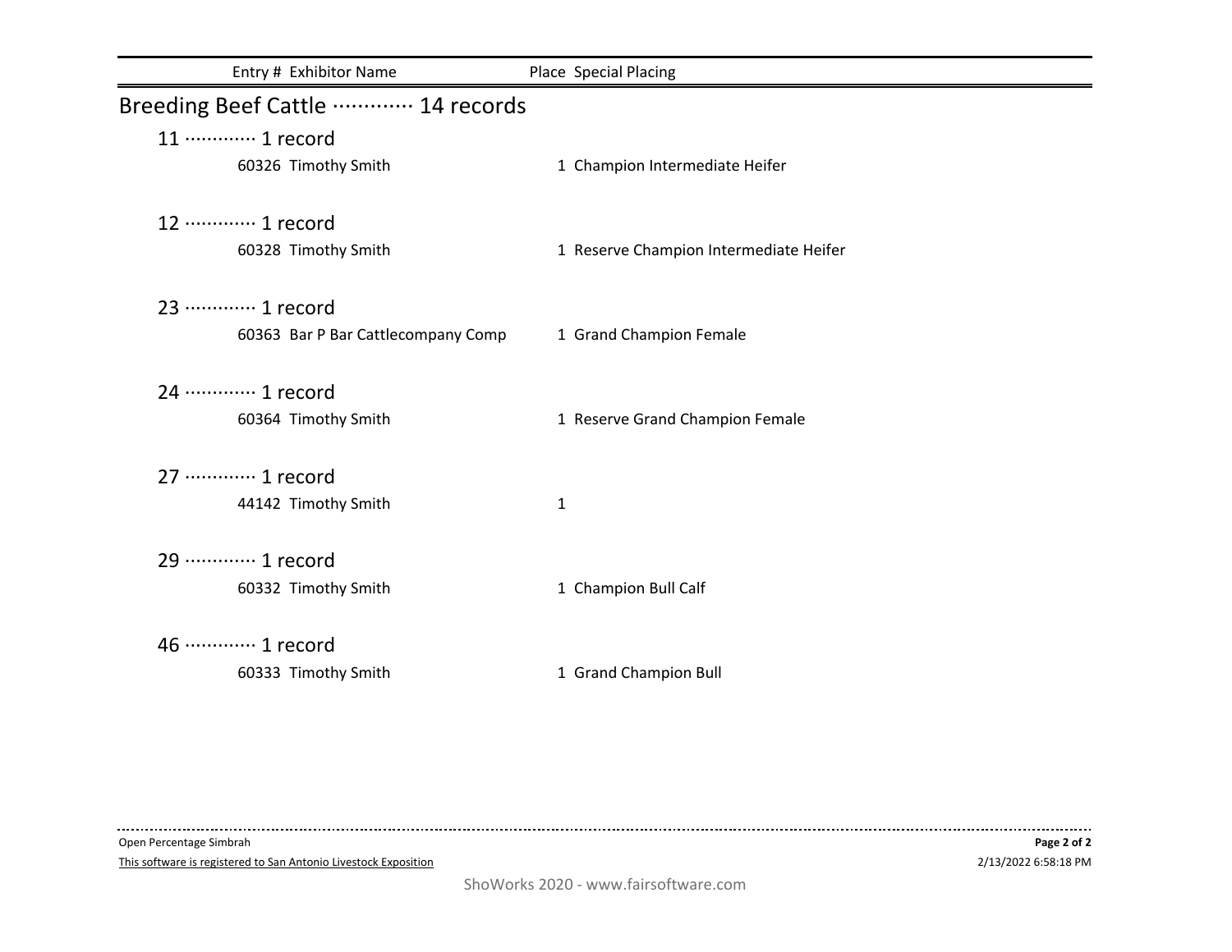| Entry # | Exhibitor Name | Place | Special Placing |
| --- | --- | --- | --- |

## Breeding Beef Cattle ············· 14 records

### 11 ············· 1 record

| | | | |
| --- | --- | --- | --- |
| 60326 | Timothy Smith | 1 | Champion Intermediate Heifer |

### 12 ············· 1 record

| | | | |
| --- | --- | --- | --- |
| 60328 | Timothy Smith | 1 | Reserve Champion Intermediate Heifer |

### 23 ············· 1 record

| | | | |
| --- | --- | --- | --- |
| 60363 | Bar P Bar Cattlecompany Comp | 1 | Grand Champion Female |

### 24 ············· 1 record

| | | | |
| --- | --- | --- | --- |
| 60364 | Timothy Smith | 1 | Reserve Grand Champion Female |

### 27 ············· 1 record

| | | | |
| --- | --- | --- | --- |
| 44142 | Timothy Smith | 1 | |

### 29 ············· 1 record

| | | | |
| --- | --- | --- | --- |
| 60332 | Timothy Smith | 1 | Champion Bull Calf |

### 46 ············· 1 record

| | | | |
| --- | --- | --- | --- |
| 60333 | Timothy Smith | 1 | Grand Champion Bull |

Open Percentage Simbrah

This software is registered to San Antonio Livestock Exposition

2/13/2022 6:58:18 PM

ShoWorks 2020 - www.fairsoftware.com